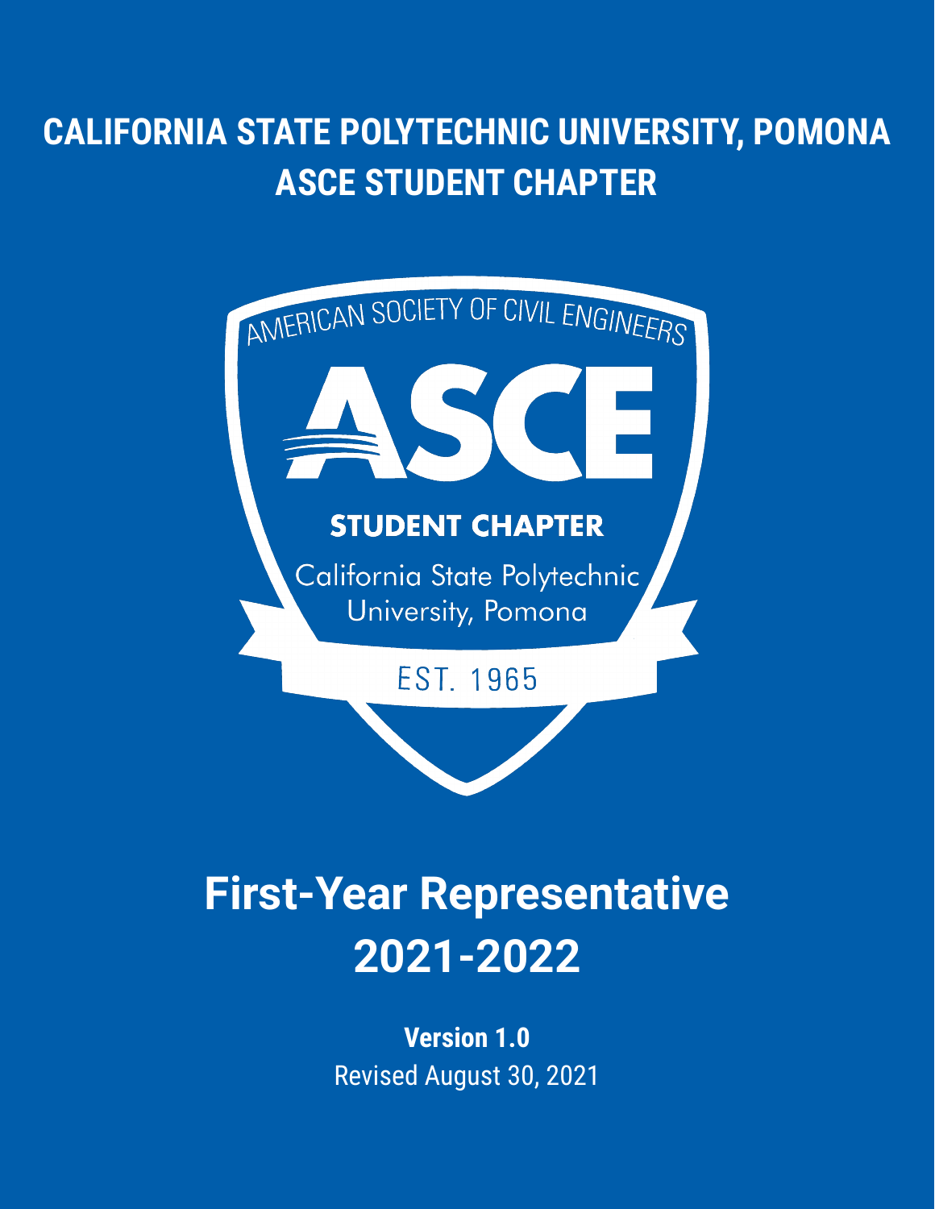# CALIFORNIA STATE POLYTECHNIC UNIVERSITY, POMONA
# ASCE STUDENT CHAPTER

AMERICAN SOCIETY OF CIVIL ENGINEERS

ASCE

STUDENT CHAPTER

California State Polytechnic University, Pomona

EST. 1965

# First-Year Representative 2021-2022

**Version 1.0**

Revised August 30, 2021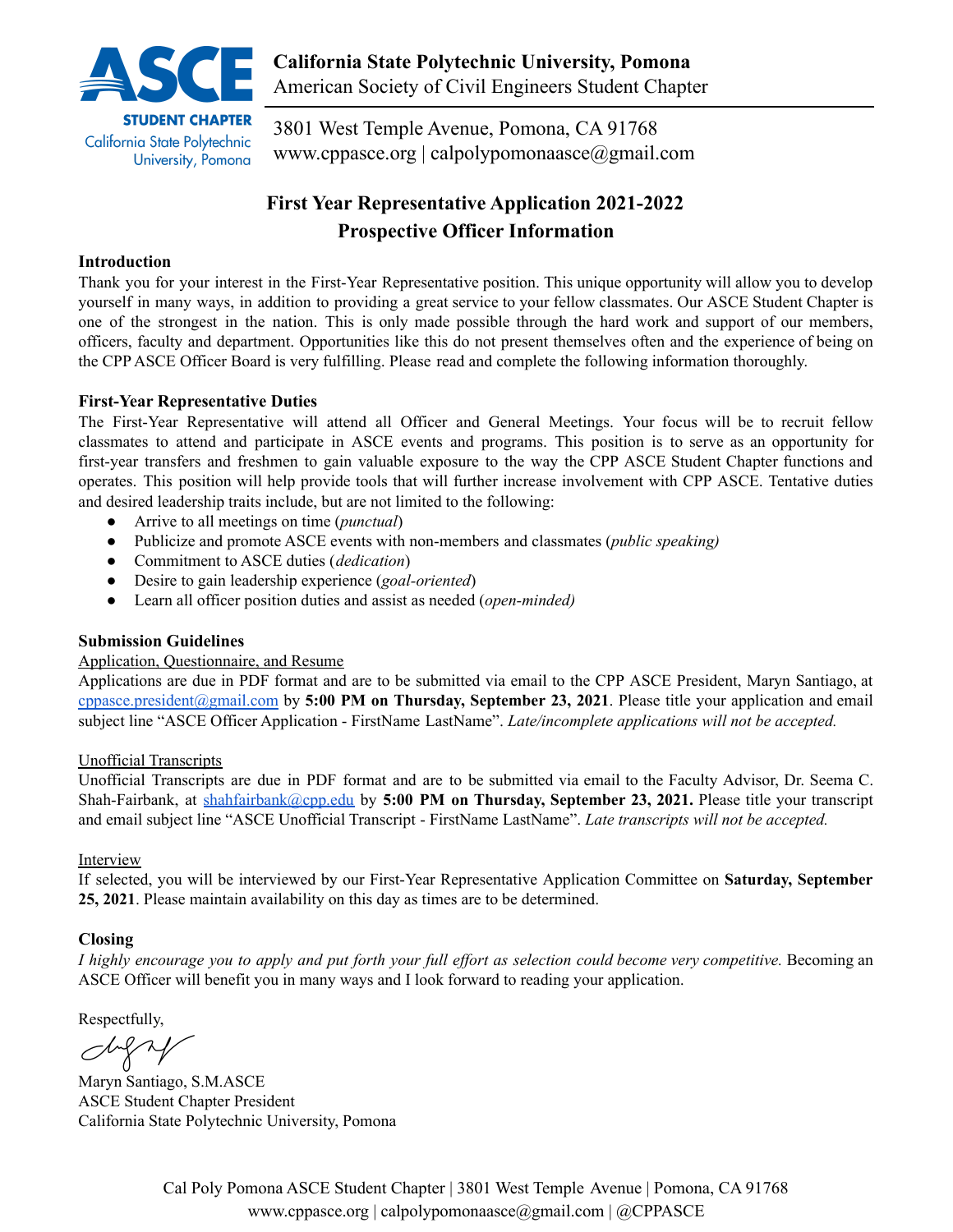**California State Polytechnic University, Pomona**
American Society of Civil Engineers Student Chapter

3801 West Temple Avenue, Pomona, CA 91768
www.cppasce.org | calpolypomonaasce@gmail.com

# First Year Representative Application 2021-2022
## Prospective Officer Information

### Introduction

Thank you for your interest in the First-Year Representative position. This unique opportunity will allow you to develop yourself in many ways, in addition to providing a great service to your fellow classmates. Our ASCE Student Chapter is one of the strongest in the nation. This is only made possible through the hard work and support of our members, officers, faculty and department. Opportunities like this do not present themselves often and the experience of being on the CPP ASCE Officer Board is very fulfilling. Please read and complete the following information thoroughly.

### First-Year Representative Duties

The First-Year Representative will attend all Officer and General Meetings. Your focus will be to recruit fellow classmates to attend and participate in ASCE events and programs. This position is to serve as an opportunity for first-year transfers and freshmen to gain valuable exposure to the way the CPP ASCE Student Chapter functions and operates. This position will help provide tools that will further increase involvement with CPP ASCE. Tentative duties and desired leadership traits include, but are not limited to the following:

- Arrive to all meetings on time (*punctual*)
- Publicize and promote ASCE events with non-members and classmates (*public speaking)*
- Commitment to ASCE duties (*dedication*)
- Desire to gain leadership experience (*goal-oriented*)
- Learn all officer position duties and assist as needed (*open-minded)*

### Submission Guidelines

Application, Questionnaire, and Resume

Applications are due in PDF format and are to be submitted via email to the CPP ASCE President, Maryn Santiago, at cppasce.president@gmail.com by **5:00 PM on Thursday, September 23, 2021**. Please title your application and email subject line "ASCE Officer Application - FirstName LastName". *Late/incomplete applications will not be accepted.*

Unofficial Transcripts

Unofficial Transcripts are due in PDF format and are to be submitted via email to the Faculty Advisor, Dr. Seema C. Shah-Fairbank, at shahfairbank@cpp.edu by **5:00 PM on Thursday, September 23, 2021.** Please title your transcript and email subject line "ASCE Unofficial Transcript - FirstName LastName". *Late transcripts will not be accepted.*

Interview

If selected, you will be interviewed by our First-Year Representative Application Committee on **Saturday, September 25, 2021**. Please maintain availability on this day as times are to be determined.

### Closing

*I highly encourage you to apply and put forth your full effort as selection could become very competitive.* Becoming an ASCE Officer will benefit you in many ways and I look forward to reading your application.

Respectfully,

Maryn Santiago, S.M.ASCE
ASCE Student Chapter President
California State Polytechnic University, Pomona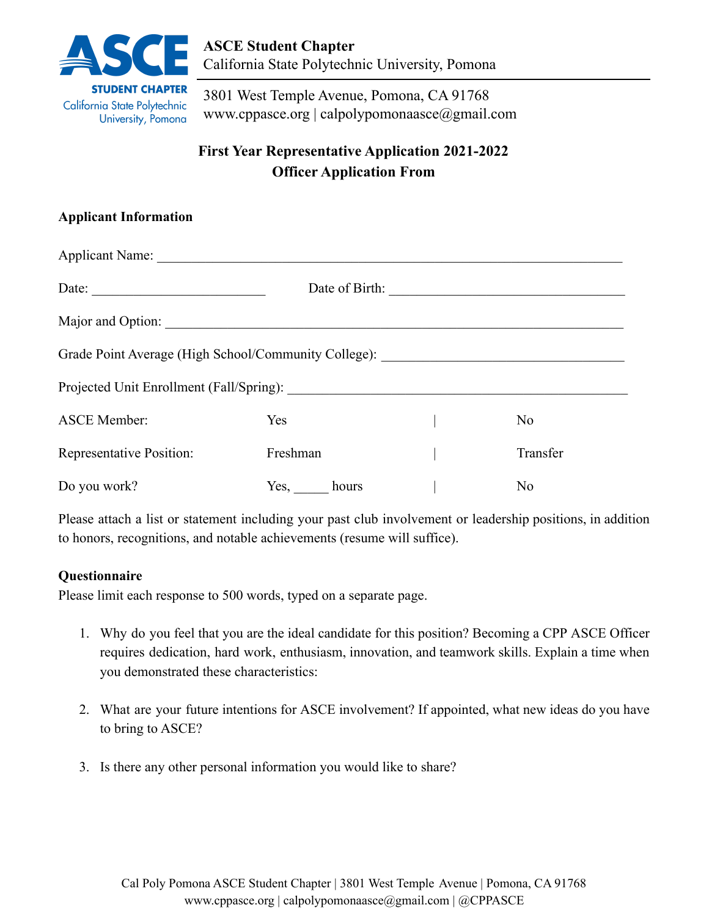**ASCE Student Chapter**
California State Polytechnic University, Pomona

3801 West Temple Avenue, Pomona, CA 91768
www.cppasce.org | calpolypomonaasce@gmail.com

## First Year Representative Application 2021-2022
## Officer Application From

### Applicant Information

Applicant Name: ____________________________________________

Date: ________________________ Date of Birth: ______________________________

Major and Option: ____________________________________________

Grade Point Average (High School/Community College): ______________________________

Projected Unit Enrollment (Fall/Spring): ____________________________________________

| | | | |
|---|---|---|---|
| ASCE Member: | Yes | \| | No |
| Representative Position: | Freshman | \| | Transfer |
| Do you work? | Yes, _____ hours | \| | No |

Please attach a list or statement including your past club involvement or leadership positions, in addition to honors, recognitions, and notable achievements (resume will suffice).

### Questionnaire

Please limit each response to 500 words, typed on a separate page.

1. Why do you feel that you are the ideal candidate for this position? Becoming a CPP ASCE Officer requires dedication, hard work, enthusiasm, innovation, and teamwork skills. Explain a time when you demonstrated these characteristics:

2. What are your future intentions for ASCE involvement? If appointed, what new ideas do you have to bring to ASCE?

3. Is there any other personal information you would like to share?

Cal Poly Pomona ASCE Student Chapter | 3801 West Temple Avenue | Pomona, CA 91768
www.cppasce.org | calpolypomonaasce@gmail.com | @CPPASCE